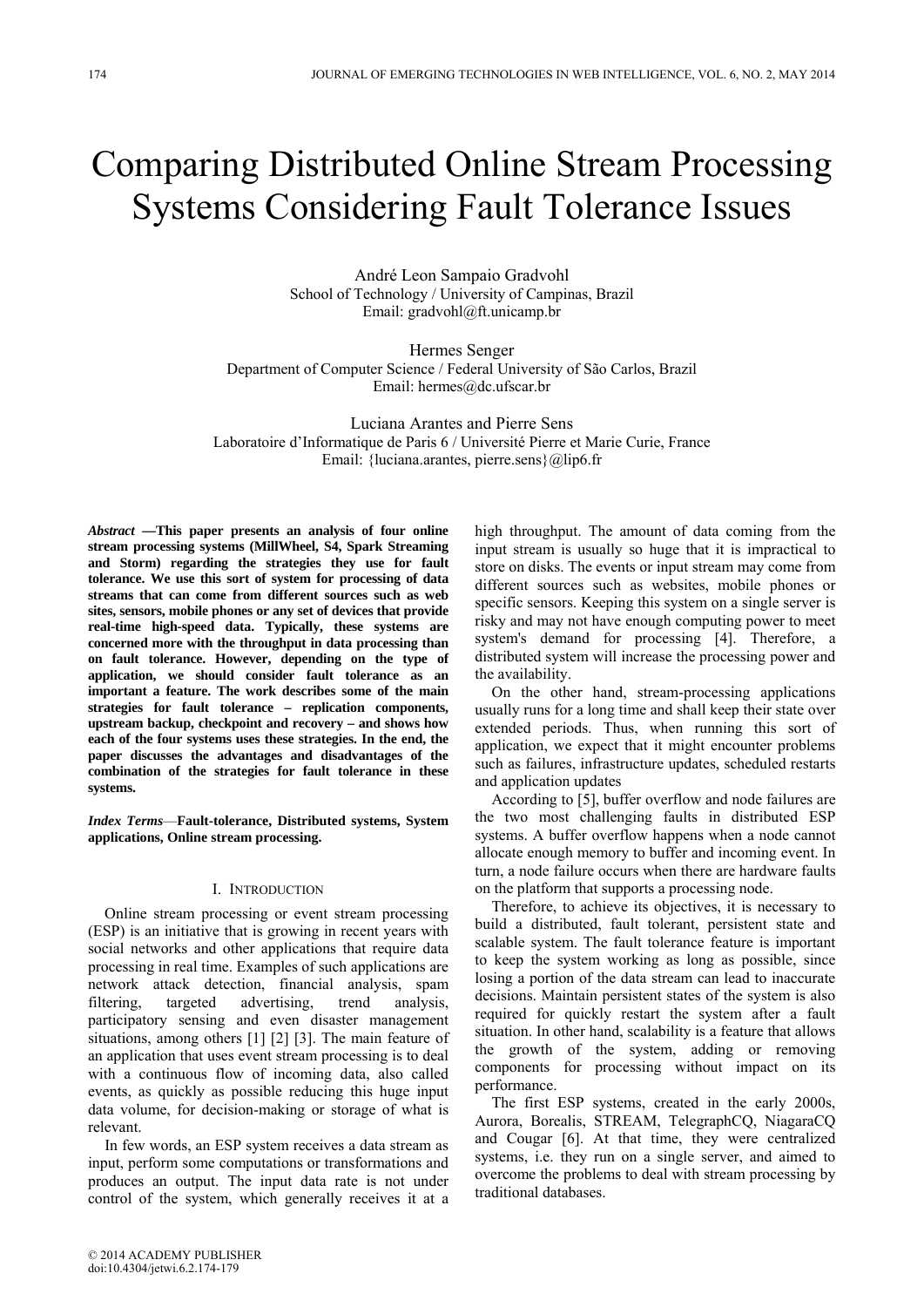# Comparing Distributed Online Stream Processing Systems Considering Fault Tolerance Issues

André Leon Sampaio Gradvohl
School of Technology / University of Campinas, Brazil
Email: gradvohl@ft.unicamp.br

Hermes Senger
Department of Computer Science / Federal University of São Carlos, Brazil
Email: hermes@dc.ufscar.br

Luciana Arantes and Pierre Sens
Laboratoire d'Informatique de Paris 6 / Université Pierre et Marie Curie, France
Email: {luciana.arantes, pierre.sens}@lip6.fr

***Abstract* —This paper presents an analysis of four online stream processing systems (MillWheel, S4, Spark Streaming and Storm) regarding the strategies they use for fault tolerance. We use this sort of system for processing of data streams that can come from different sources such as web sites, sensors, mobile phones or any set of devices that provide real-time high-speed data. Typically, these systems are concerned more with the throughput in data processing than on fault tolerance. However, depending on the type of application, we should consider fault tolerance as an important a feature. The work describes some of the main strategies for fault tolerance – replication components, upstream backup, checkpoint and recovery – and shows how each of the four systems uses these strategies. In the end, the paper discusses the advantages and disadvantages of the combination of the strategies for fault tolerance in these systems.**

***Index Terms*—Fault-tolerance, Distributed systems, System applications, Online stream processing.**

## I. Introduction

Online stream processing or event stream processing (ESP) is an initiative that is growing in recent years with social networks and other applications that require data processing in real time. Examples of such applications are network attack detection, financial analysis, spam filtering, targeted advertising, trend analysis, participatory sensing and even disaster management situations, among others [1] [2] [3]. The main feature of an application that uses event stream processing is to deal with a continuous flow of incoming data, also called events, as quickly as possible reducing this huge input data volume, for decision-making or storage of what is relevant.

In few words, an ESP system receives a data stream as input, perform some computations or transformations and produces an output. The input data rate is not under control of the system, which generally receives it at a high throughput. The amount of data coming from the input stream is usually so huge that it is impractical to store on disks. The events or input stream may come from different sources such as websites, mobile phones or specific sensors. Keeping this system on a single server is risky and may not have enough computing power to meet system's demand for processing [4]. Therefore, a distributed system will increase the processing power and the availability.

On the other hand, stream-processing applications usually runs for a long time and shall keep their state over extended periods. Thus, when running this sort of application, we expect that it might encounter problems such as failures, infrastructure updates, scheduled restarts and application updates

According to [5], buffer overflow and node failures are the two most challenging faults in distributed ESP systems. A buffer overflow happens when a node cannot allocate enough memory to buffer and incoming event. In turn, a node failure occurs when there are hardware faults on the platform that supports a processing node.

Therefore, to achieve its objectives, it is necessary to build a distributed, fault tolerant, persistent state and scalable system. The fault tolerance feature is important to keep the system working as long as possible, since losing a portion of the data stream can lead to inaccurate decisions. Maintain persistent states of the system is also required for quickly restart the system after a fault situation. In other hand, scalability is a feature that allows the growth of the system, adding or removing components for processing without impact on its performance.

The first ESP systems, created in the early 2000s, Aurora, Borealis, STREAM, TelegraphCQ, NiagaraCQ and Cougar [6]. At that time, they were centralized systems, i.e. they run on a single server, and aimed to overcome the problems to deal with stream processing by traditional databases.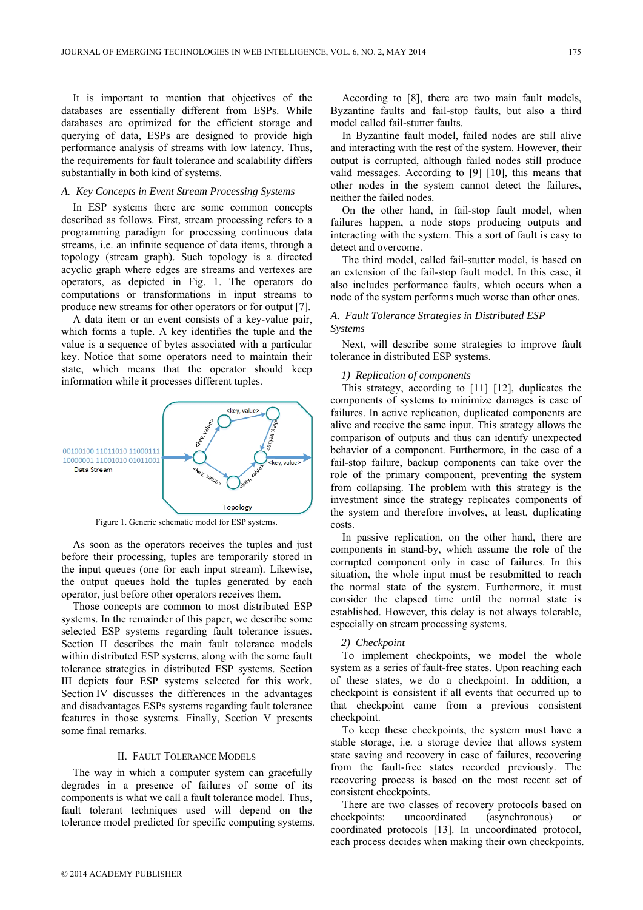It is important to mention that objectives of the databases are essentially different from ESPs. While databases are optimized for the efficient storage and querying of data, ESPs are designed to provide high performance analysis of streams with low latency. Thus, the requirements for fault tolerance and scalability differs substantially in both kind of systems.

### A. Key Concepts in Event Stream Processing Systems

In ESP systems there are some common concepts described as follows. First, stream processing refers to a programming paradigm for processing continuous data streams, i.e. an infinite sequence of data items, through a topology (stream graph). Such topology is a directed acyclic graph where edges are streams and vertexes are operators, as depicted in Fig. 1. The operators do computations or transformations in input streams to produce new streams for other operators or for output [7].

A data item or an event consists of a key-value pair, which forms a tuple. A key identifies the tuple and the value is a sequence of bytes associated with a particular key. Notice that some operators need to maintain their state, which means that the operator should keep information while it processes different tuples.

Figure 1. Generic schematic model for ESP systems.

As soon as the operators receives the tuples and just before their processing, tuples are temporarily stored in the input queues (one for each input stream). Likewise, the output queues hold the tuples generated by each operator, just before other operators receives them.

Those concepts are common to most distributed ESP systems. In the remainder of this paper, we describe some selected ESP systems regarding fault tolerance issues. Section II describes the main fault tolerance models within distributed ESP systems, along with the some fault tolerance strategies in distributed ESP systems. Section III depicts four ESP systems selected for this work. Section IV discusses the differences in the advantages and disadvantages ESPs systems regarding fault tolerance features in those systems. Finally, Section V presents some final remarks.

## II. Fault Tolerance Models

The way in which a computer system can gracefully degrades in a presence of failures of some of its components is what we call a fault tolerance model. Thus, fault tolerant techniques used will depend on the tolerance model predicted for specific computing systems.

According to [8], there are two main fault models, Byzantine faults and fail-stop faults, but also a third model called fail-stutter faults.

In Byzantine fault model, failed nodes are still alive and interacting with the rest of the system. However, their output is corrupted, although failed nodes still produce valid messages. According to [9] [10], this means that other nodes in the system cannot detect the failures, neither the failed nodes.

On the other hand, in fail-stop fault model, when failures happen, a node stops producing outputs and interacting with the system. This a sort of fault is easy to detect and overcome.

The third model, called fail-stutter model, is based on an extension of the fail-stop fault model. In this case, it also includes performance faults, which occurs when a node of the system performs much worse than other ones.

### A. Fault Tolerance Strategies in Distributed ESP Systems

Next, will describe some strategies to improve fault tolerance in distributed ESP systems.

#### 1) Replication of components

This strategy, according to [11] [12], duplicates the components of systems to minimize damages is case of failures. In active replication, duplicated components are alive and receive the same input. This strategy allows the comparison of outputs and thus can identify unexpected behavior of a component. Furthermore, in the case of a fail-stop failure, backup components can take over the role of the primary component, preventing the system from collapsing. The problem with this strategy is the investment since the strategy replicates components of the system and therefore involves, at least, duplicating costs.

In passive replication, on the other hand, there are components in stand-by, which assume the role of the corrupted component only in case of failures. In this situation, the whole input must be resubmitted to reach the normal state of the system. Furthermore, it must consider the elapsed time until the normal state is established. However, this delay is not always tolerable, especially on stream processing systems.

#### 2) Checkpoint

To implement checkpoints, we model the whole system as a series of fault-free states. Upon reaching each of these states, we do a checkpoint. In addition, a checkpoint is consistent if all events that occurred up to that checkpoint came from a previous consistent checkpoint.

To keep these checkpoints, the system must have a stable storage, i.e. a storage device that allows system state saving and recovery in case of failures, recovering from the fault-free states recorded previously. The recovering process is based on the most recent set of consistent checkpoints.

There are two classes of recovery protocols based on checkpoints: uncoordinated (asynchronous) or coordinated protocols [13]. In uncoordinated protocol, each process decides when making their own checkpoints.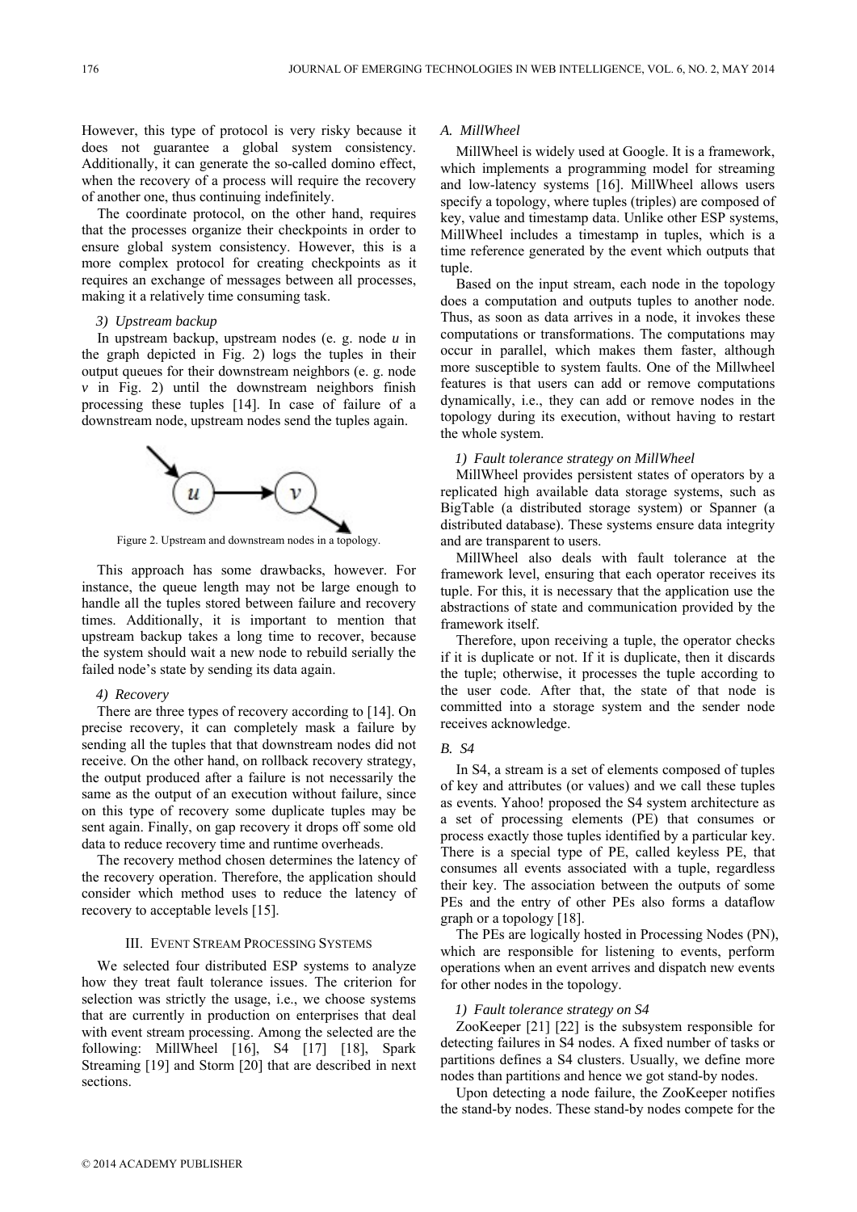However, this type of protocol is very risky because it does not guarantee a global system consistency. Additionally, it can generate the so-called domino effect, when the recovery of a process will require the recovery of another one, thus continuing indefinitely.

The coordinate protocol, on the other hand, requires that the processes organize their checkpoints in order to ensure global system consistency. However, this is a more complex protocol for creating checkpoints as it requires an exchange of messages between all processes, making it a relatively time consuming task.

#### *3) Upstream backup*

In upstream backup, upstream nodes (e. g. node *u* in the graph depicted in Fig. 2) logs the tuples in their output queues for their downstream neighbors (e. g. node *v* in Fig. 2) until the downstream neighbors finish processing these tuples [14]. In case of failure of a downstream node, upstream nodes send the tuples again.

Figure 2. Upstream and downstream nodes in a topology.

This approach has some drawbacks, however. For instance, the queue length may not be large enough to handle all the tuples stored between failure and recovery times. Additionally, it is important to mention that upstream backup takes a long time to recover, because the system should wait a new node to rebuild serially the failed node's state by sending its data again.

#### *4) Recovery*

There are three types of recovery according to [14]. On precise recovery, it can completely mask a failure by sending all the tuples that that downstream nodes did not receive. On the other hand, on rollback recovery strategy, the output produced after a failure is not necessarily the same as the output of an execution without failure, since on this type of recovery some duplicate tuples may be sent again. Finally, on gap recovery it drops off some old data to reduce recovery time and runtime overheads.

The recovery method chosen determines the latency of the recovery operation. Therefore, the application should consider which method uses to reduce the latency of recovery to acceptable levels [15].

## III. Event Stream Processing Systems

We selected four distributed ESP systems to analyze how they treat fault tolerance issues. The criterion for selection was strictly the usage, i.e., we choose systems that are currently in production on enterprises that deal with event stream processing. Among the selected are the following: MillWheel [16], S4 [17] [18], Spark Streaming [19] and Storm [20] that are described in next sections.

### *A. MillWheel*

MillWheel is widely used at Google. It is a framework, which implements a programming model for streaming and low-latency systems [16]. MillWheel allows users specify a topology, where tuples (triples) are composed of key, value and timestamp data. Unlike other ESP systems, MillWheel includes a timestamp in tuples, which is a time reference generated by the event which outputs that tuple.

Based on the input stream, each node in the topology does a computation and outputs tuples to another node. Thus, as soon as data arrives in a node, it invokes these computations or transformations. The computations may occur in parallel, which makes them faster, although more susceptible to system faults. One of the Millwheel features is that users can add or remove computations dynamically, i.e., they can add or remove nodes in the topology during its execution, without having to restart the whole system.

#### *1) Fault tolerance strategy on MillWheel*

MillWheel provides persistent states of operators by a replicated high available data storage systems, such as BigTable (a distributed storage system) or Spanner (a distributed database). These systems ensure data integrity and are transparent to users.

MillWheel also deals with fault tolerance at the framework level, ensuring that each operator receives its tuple. For this, it is necessary that the application use the abstractions of state and communication provided by the framework itself.

Therefore, upon receiving a tuple, the operator checks if it is duplicate or not. If it is duplicate, then it discards the tuple; otherwise, it processes the tuple according to the user code. After that, the state of that node is committed into a storage system and the sender node receives acknowledge.

### *B. S4*

In S4, a stream is a set of elements composed of tuples of key and attributes (or values) and we call these tuples as events. Yahoo! proposed the S4 system architecture as a set of processing elements (PE) that consumes or process exactly those tuples identified by a particular key. There is a special type of PE, called keyless PE, that consumes all events associated with a tuple, regardless their key. The association between the outputs of some PEs and the entry of other PEs also forms a dataflow graph or a topology [18].

The PEs are logically hosted in Processing Nodes (PN), which are responsible for listening to events, perform operations when an event arrives and dispatch new events for other nodes in the topology.

#### *1) Fault tolerance strategy on S4*

ZooKeeper [21] [22] is the subsystem responsible for detecting failures in S4 nodes. A fixed number of tasks or partitions defines a S4 clusters. Usually, we define more nodes than partitions and hence we got stand-by nodes.

Upon detecting a node failure, the ZooKeeper notifies the stand-by nodes. These stand-by nodes compete for the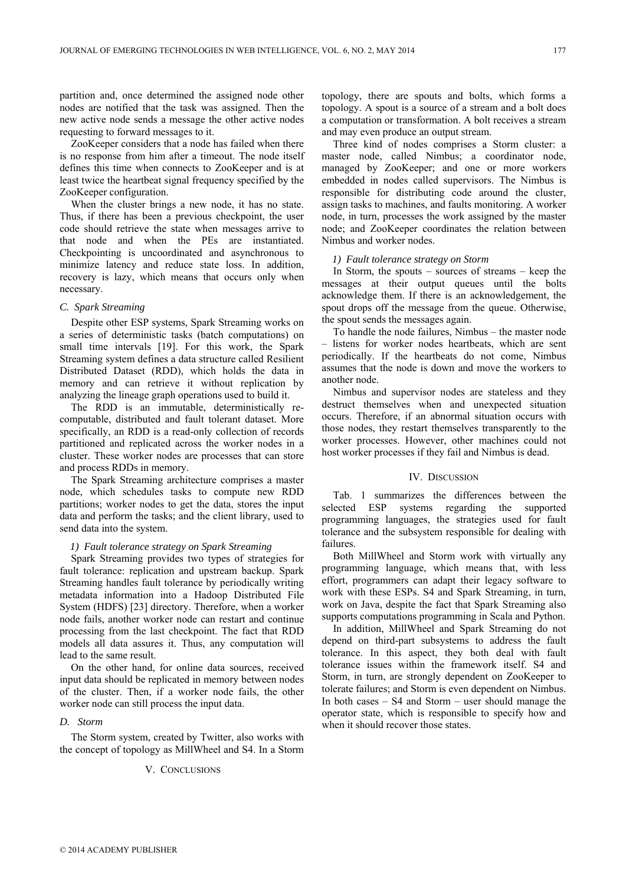partition and, once determined the assigned node other nodes are notified that the task was assigned. Then the new active node sends a message the other active nodes requesting to forward messages to it.

ZooKeeper considers that a node has failed when there is no response from him after a timeout. The node itself defines this time when connects to ZooKeeper and is at least twice the heartbeat signal frequency specified by the ZooKeeper configuration.

When the cluster brings a new node, it has no state. Thus, if there has been a previous checkpoint, the user code should retrieve the state when messages arrive to that node and when the PEs are instantiated. Checkpointing is uncoordinated and asynchronous to minimize latency and reduce state loss. In addition, recovery is lazy, which means that occurs only when necessary.

### *C. Spark Streaming*

Despite other ESP systems, Spark Streaming works on a series of deterministic tasks (batch computations) on small time intervals [19]. For this work, the Spark Streaming system defines a data structure called Resilient Distributed Dataset (RDD), which holds the data in memory and can retrieve it without replication by analyzing the lineage graph operations used to build it.

The RDD is an immutable, deterministically re-computable, distributed and fault tolerant dataset. More specifically, an RDD is a read-only collection of records partitioned and replicated across the worker nodes in a cluster. These worker nodes are processes that can store and process RDDs in memory.

The Spark Streaming architecture comprises a master node, which schedules tasks to compute new RDD partitions; worker nodes to get the data, stores the input data and perform the tasks; and the client library, used to send data into the system.

#### *1) Fault tolerance strategy on Spark Streaming*

Spark Streaming provides two types of strategies for fault tolerance: replication and upstream backup. Spark Streaming handles fault tolerance by periodically writing metadata information into a Hadoop Distributed File System (HDFS) [23] directory. Therefore, when a worker node fails, another worker node can restart and continue processing from the last checkpoint. The fact that RDD models all data assures it. Thus, any computation will lead to the same result.

On the other hand, for online data sources, received input data should be replicated in memory between nodes of the cluster. Then, if a worker node fails, the other worker node can still process the input data.

### *D. Storm*

The Storm system, created by Twitter, also works with the concept of topology as MillWheel and S4. In a Storm topology, there are spouts and bolts, which forms a topology. A spout is a source of a stream and a bolt does a computation or transformation. A bolt receives a stream and may even produce an output stream.

Three kind of nodes comprises a Storm cluster: a master node, called Nimbus; a coordinator node, managed by ZooKeeper; and one or more workers embedded in nodes called supervisors. The Nimbus is responsible for distributing code around the cluster, assign tasks to machines, and faults monitoring. A worker node, in turn, processes the work assigned by the master node; and ZooKeeper coordinates the relation between Nimbus and worker nodes.

#### *1) Fault tolerance strategy on Storm*

In Storm, the spouts – sources of streams – keep the messages at their output queues until the bolts acknowledge them. If there is an acknowledgement, the spout drops off the message from the queue. Otherwise, the spout sends the messages again.

To handle the node failures, Nimbus – the master node – listens for worker nodes heartbeats, which are sent periodically. If the heartbeats do not come, Nimbus assumes that the node is down and move the workers to another node.

Nimbus and supervisor nodes are stateless and they destruct themselves when and unexpected situation occurs. Therefore, if an abnormal situation occurs with those nodes, they restart themselves transparently to the worker processes. However, other machines could not host worker processes if they fail and Nimbus is dead.

## IV. Discussion

Tab. 1 summarizes the differences between the selected ESP systems regarding the supported programming languages, the strategies used for fault tolerance and the subsystem responsible for dealing with failures.

Both MillWheel and Storm work with virtually any programming language, which means that, with less effort, programmers can adapt their legacy software to work with these ESPs. S4 and Spark Streaming, in turn, work on Java, despite the fact that Spark Streaming also supports computations programming in Scala and Python.

In addition, MillWheel and Spark Streaming do not depend on third-part subsystems to address the fault tolerance. In this aspect, they both deal with fault tolerance issues within the framework itself. S4 and Storm, in turn, are strongly dependent on ZooKeeper to tolerate failures; and Storm is even dependent on Nimbus. In both cases – S4 and Storm – user should manage the operator state, which is responsible to specify how and when it should recover those states.

## V. Conclusions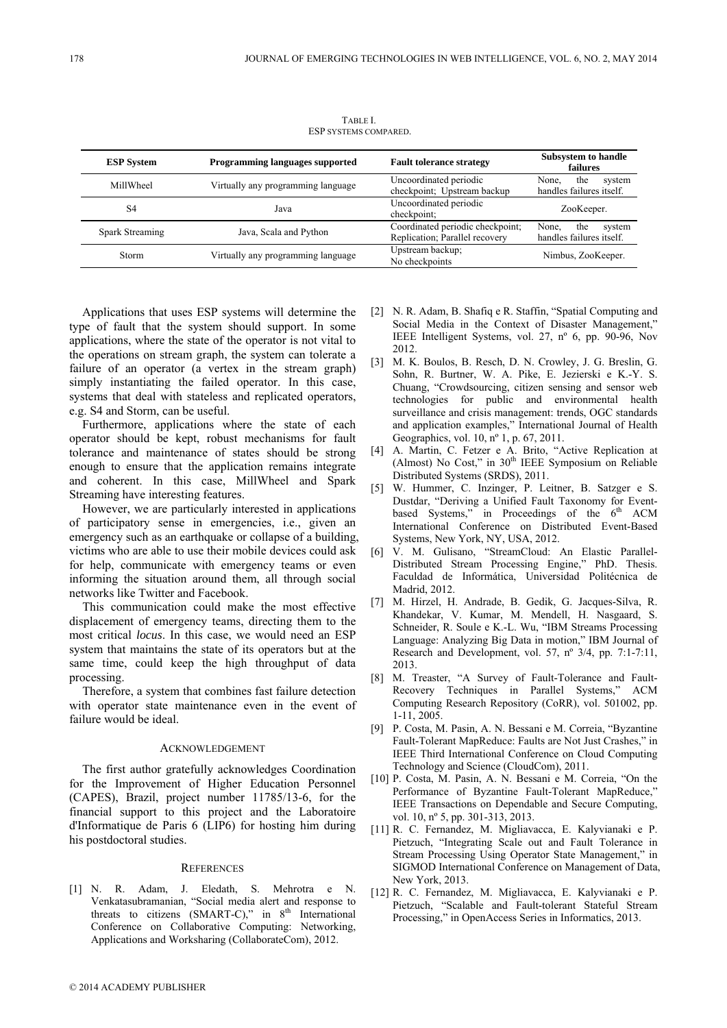TABLE I.
ESP SYSTEMS COMPARED.

| ESP System | Programming languages supported | Fault tolerance strategy | Subsystem to handle failures |
|---|---|---|---|
| MillWheel | Virtually any programming language | Uncoordinated periodic checkpoint; Upstream backup | None, the system handles failures itself. |
| S4 | Java | Uncoordinated periodic checkpoint; | ZooKeeper. |
| Spark Streaming | Java, Scala and Python | Coordinated periodic checkpoint; Replication; Parallel recovery | None, the system handles failures itself. |
| Storm | Virtually any programming language | Upstream backup; No checkpoints | Nimbus, ZooKeeper. |

Applications that uses ESP systems will determine the type of fault that the system should support. In some applications, where the state of the operator is not vital to the operations on stream graph, the system can tolerate a failure of an operator (a vertex in the stream graph) simply instantiating the failed operator. In this case, systems that deal with stateless and replicated operators, e.g. S4 and Storm, can be useful.

Furthermore, applications where the state of each operator should be kept, robust mechanisms for fault tolerance and maintenance of states should be strong enough to ensure that the application remains integrate and coherent. In this case, MillWheel and Spark Streaming have interesting features.

However, we are particularly interested in applications of participatory sense in emergencies, i.e., given an emergency such as an earthquake or collapse of a building, victims who are able to use their mobile devices could ask for help, communicate with emergency teams or even informing the situation around them, all through social networks like Twitter and Facebook.

This communication could make the most effective displacement of emergency teams, directing them to the most critical *locus*. In this case, we would need an ESP system that maintains the state of its operators but at the same time, could keep the high throughput of data processing.

Therefore, a system that combines fast failure detection with operator state maintenance even in the event of failure would be ideal.

## ACKNOWLEDGEMENT

The first author gratefully acknowledges Coordination for the Improvement of Higher Education Personnel (CAPES), Brazil, project number 11785/13-6, for the financial support to this project and the Laboratoire d'Informatique de Paris 6 (LIP6) for hosting him during his postdoctoral studies.

## REFERENCES

[1] N. R. Adam, J. Eledath, S. Mehrotra e N. Venkatasubramanian, "Social media alert and response to threats to citizens (SMART-C)," in 8th International Conference on Collaborative Computing: Networking, Applications and Worksharing (CollaborateCom), 2012.

[2] N. R. Adam, B. Shafiq e R. Staffin, "Spatial Computing and Social Media in the Context of Disaster Management," IEEE Intelligent Systems, vol. 27, nº 6, pp. 90-96, Nov 2012.

[3] M. K. Boulos, B. Resch, D. N. Crowley, J. G. Breslin, G. Sohn, R. Burtner, W. A. Pike, E. Jezierski e K.-Y. S. Chuang, "Crowdsourcing, citizen sensing and sensor web technologies for public and environmental health surveillance and crisis management: trends, OGC standards and application examples," International Journal of Health Geographics, vol. 10, nº 1, p. 67, 2011.

[4] A. Martin, C. Fetzer e A. Brito, "Active Replication at (Almost) No Cost," in 30th IEEE Symposium on Reliable Distributed Systems (SRDS), 2011.

[5] W. Hummer, C. Inzinger, P. Leitner, B. Satzger e S. Dustdar, "Deriving a Unified Fault Taxonomy for Event-based Systems," in Proceedings of the 6th ACM International Conference on Distributed Event-Based Systems, New York, NY, USA, 2012.

[6] V. M. Gulisano, "StreamCloud: An Elastic Parallel-Distributed Stream Processing Engine," PhD. Thesis. Faculdad de Informática, Universidad Politécnica de Madrid, 2012.

[7] M. Hirzel, H. Andrade, B. Gedik, G. Jacques-Silva, R. Khandekar, V. Kumar, M. Mendell, H. Nasgaard, S. Schneider, R. Soule e K.-L. Wu, "IBM Streams Processing Language: Analyzing Big Data in motion," IBM Journal of Research and Development, vol. 57, nº 3/4, pp. 7:1-7:11, 2013.

[8] M. Treaster, "A Survey of Fault-Tolerance and Fault-Recovery Techniques in Parallel Systems," ACM Computing Research Repository (CoRR), vol. 501002, pp. 1-11, 2005.

[9] P. Costa, M. Pasin, A. N. Bessani e M. Correia, "Byzantine Fault-Tolerant MapReduce: Faults are Not Just Crashes," in IEEE Third International Conference on Cloud Computing Technology and Science (CloudCom), 2011.

[10] P. Costa, M. Pasin, A. N. Bessani e M. Correia, "On the Performance of Byzantine Fault-Tolerant MapReduce," IEEE Transactions on Dependable and Secure Computing, vol. 10, nº 5, pp. 301-313, 2013.

[11] R. C. Fernandez, M. Migliavacca, E. Kalyvianaki e P. Pietzuch, "Integrating Scale out and Fault Tolerance in Stream Processing Using Operator State Management," in SIGMOD International Conference on Management of Data, New York, 2013.

[12] R. C. Fernandez, M. Migliavacca, E. Kalyvianaki e P. Pietzuch, "Scalable and Fault-tolerant Stateful Stream Processing," in OpenAccess Series in Informatics, 2013.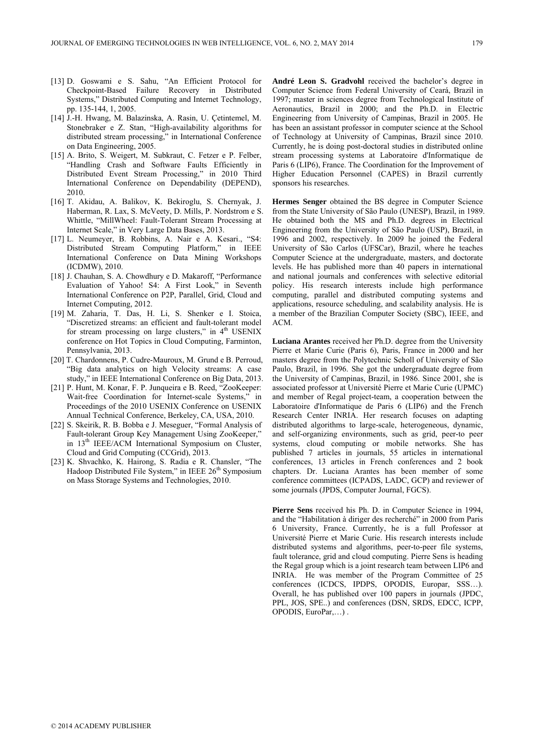[13] D. Goswami e S. Sahu, "An Efficient Protocol for Checkpoint-Based Failure Recovery in Distributed Systems," Distributed Computing and Internet Technology, pp. 135-144, 1, 2005.

[14] J.-H. Hwang, M. Balazinska, A. Rasin, U. Çetintemel, M. Stonebraker e Z. Stan, "High-availability algorithms for distributed stream processing," in International Conference on Data Engineering, 2005.

[15] A. Brito, S. Weigert, M. Subkraut, C. Fetzer e P. Felber, "Handling Crash and Software Faults Efficiently in Distributed Event Stream Processing," in 2010 Third International Conference on Dependability (DEPEND), 2010.

[16] T. Akidau, A. Balikov, K. Bekiroglu, S. Chernyak, J. Haberman, R. Lax, S. McVeety, D. Mills, P. Nordstrom e S. Whittle, "MillWheel: Fault-Tolerant Stream Processing at Internet Scale," in Very Large Data Bases, 2013.

[17] L. Neumeyer, B. Robbins, A. Nair e A. Kesari., "S4: Distributed Stream Computing Platform," in IEEE International Conference on Data Mining Workshops (ICDMW), 2010.

[18] J. Chauhan, S. A. Chowdhury e D. Makaroff, "Performance Evaluation of Yahoo! S4: A First Look," in Seventh International Conference on P2P, Parallel, Grid, Cloud and Internet Computing, 2012.

[19] M. Zaharia, T. Das, H. Li, S. Shenker e I. Stoica, "Discretized streams: an efficient and fault-tolerant model for stream processing on large clusters," in 4th USENIX conference on Hot Topics in Cloud Computing, Farminton, Pennsylvania, 2013.

[20] T. Chardonnens, P. Cudre-Mauroux, M. Grund e B. Perroud, "Big data analytics on high Velocity streams: A case study," in IEEE International Conference on Big Data, 2013.

[21] P. Hunt, M. Konar, F. P. Junqueira e B. Reed, "ZooKeeper: Wait-free Coordination for Internet-scale Systems," in Proceedings of the 2010 USENIX Conference on USENIX Annual Technical Conference, Berkeley, CA, USA, 2010.

[22] S. Skeirik, R. B. Bobba e J. Meseguer, "Formal Analysis of Fault-tolerant Group Key Management Using ZooKeeper," in 13th IEEE/ACM International Symposium on Cluster, Cloud and Grid Computing (CCGrid), 2013.

[23] K. Shvachko, K. Hairong, S. Radia e R. Chansler, "The Hadoop Distributed File System," in IEEE 26th Symposium on Mass Storage Systems and Technologies, 2010.

**André Leon S. Gradvohl** received the bachelor's degree in Computer Science from Federal University of Ceará, Brazil in 1997; master in sciences degree from Technological Institute of Aeronautics, Brazil in 2000; and the Ph.D. in Electric Engineering from University of Campinas, Brazil in 2005. He has been an assistant professor in computer science at the School of Technology at University of Campinas, Brazil since 2010. Currently, he is doing post-doctoral studies in distributed online stream processing systems at Laboratoire d'Informatique de Paris 6 (LIP6), France. The Coordination for the Improvement of Higher Education Personnel (CAPES) in Brazil currently sponsors his researches.

**Hermes Senger** obtained the BS degree in Computer Science from the State University of São Paulo (UNESP), Brazil, in 1989. He obtained both the MS and Ph.D. degrees in Electrical Engineering from the University of São Paulo (USP), Brazil, in 1996 and 2002, respectively. In 2009 he joined the Federal University of São Carlos (UFSCar), Brazil, where he teaches Computer Science at the undergraduate, masters, and doctorate levels. He has published more than 40 papers in international and national journals and conferences with selective editorial policy. His research interests include high performance computing, parallel and distributed computing systems and applications, resource scheduling, and scalability analysis. He is a member of the Brazilian Computer Society (SBC), IEEE, and ACM.

**Luciana Arantes** received her Ph.D. degree from the University Pierre et Marie Curie (Paris 6), Paris, France in 2000 and her masters degree from the Polytechnic Scholl of University of São Paulo, Brazil, in 1996. She got the undergraduate degree from the University of Campinas, Brazil, in 1986. Since 2001, she is associated professor at Université Pierre et Marie Curie (UPMC) and member of Regal project-team, a cooperation between the Laboratoire d'Informatique de Paris 6 (LIP6) and the French Research Center INRIA. Her research focuses on adapting distributed algorithms to large-scale, heterogeneous, dynamic, and self-organizing environments, such as grid, peer-to peer systems, cloud computing or mobile networks. She has published 7 articles in journals, 55 articles in international conferences, 13 articles in French conferences and 2 book chapters. Dr. Luciana Arantes has been member of some conference committees (ICPADS, LADC, GCP) and reviewer of some journals (JPDS, Computer Journal, FGCS).

**Pierre Sens** received his Ph. D. in Computer Science in 1994, and the "Habilitation à diriger des recherché" in 2000 from Paris 6 University, France. Currently, he is a full Professor at Université Pierre et Marie Curie. His research interests include distributed systems and algorithms, peer-to-peer file systems, fault tolerance, grid and cloud computing. Pierre Sens is heading the Regal group which is a joint research team between LIP6 and INRIA. He was member of the Program Committee of 25 conferences (ICDCS, IPDPS, OPODIS, Europar, SSS…). Overall, he has published over 100 papers in journals (JPDC, PPL, JOS, SPE..) and conferences (DSN, SRDS, EDCC, ICPP, OPODIS, EuroPar,…) .